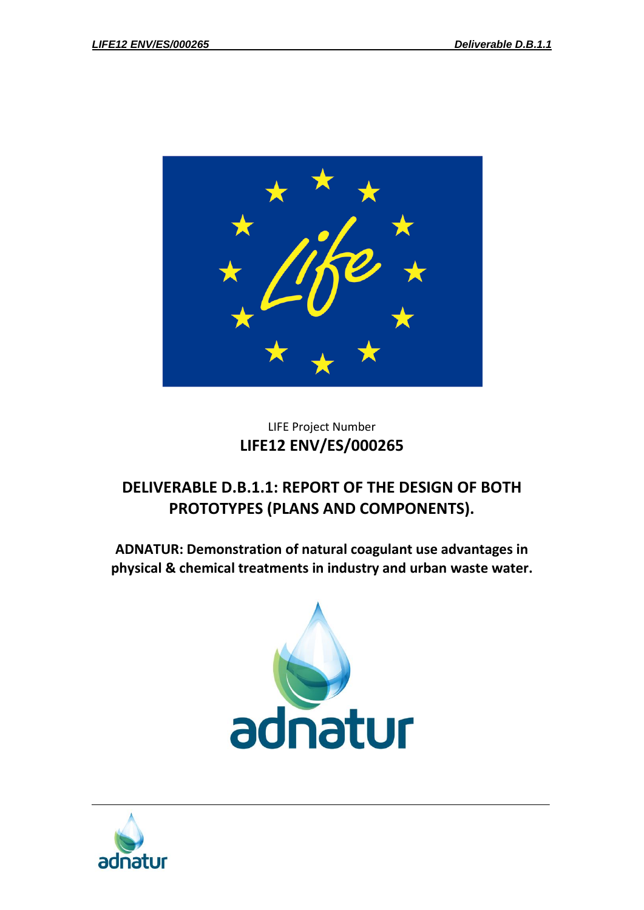LIFE Project Number

**LIFE12 ENV/ES/000265**

# DELIVERABLE D.B.1.1: REPORT OF THE DESIGN OF BOTH PROTOTYPES (PLANS AND COMPONENTS).

**ADNATUR: Demonstration of natural coagulant use advantages in physical & chemical treatments in industry and urban waste water.**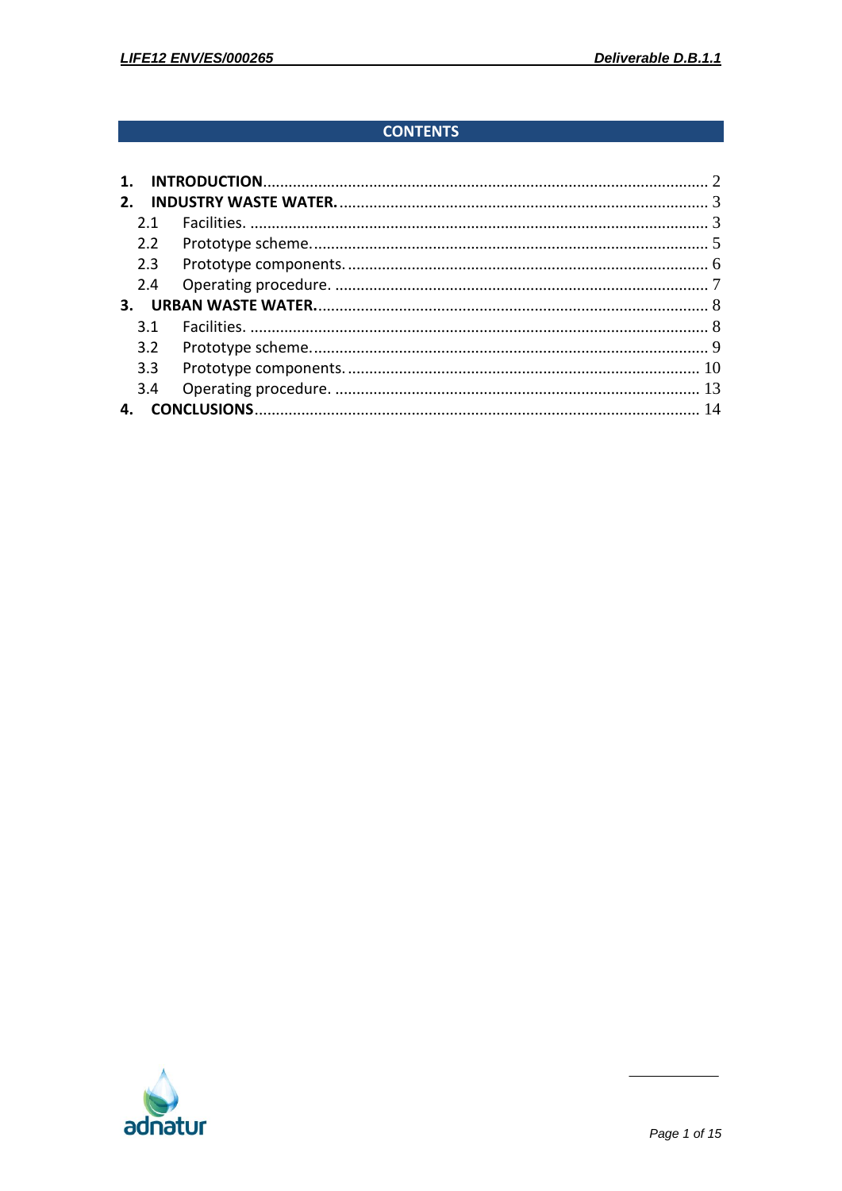# CONTENTS

**1. INTRODUCTION** ........................................................................ 2
**2. INDUSTRY WASTE WATER.** ........................................................................ 3
- 2.1 Facilities. ........................................................................ 3
- 2.2 Prototype scheme. ........................................................................ 5
- 2.3 Prototype components. ........................................................................ 6
- 2.4 Operating procedure. ........................................................................ 7

**3. URBAN WASTE WATER.** ........................................................................ 8
- 3.1 Facilities. ........................................................................ 8
- 3.2 Prototype scheme. ........................................................................ 9
- 3.3 Prototype components. ........................................................................ 10
- 3.4 Operating procedure. ........................................................................ 13

**4. CONCLUSIONS** ........................................................................ 14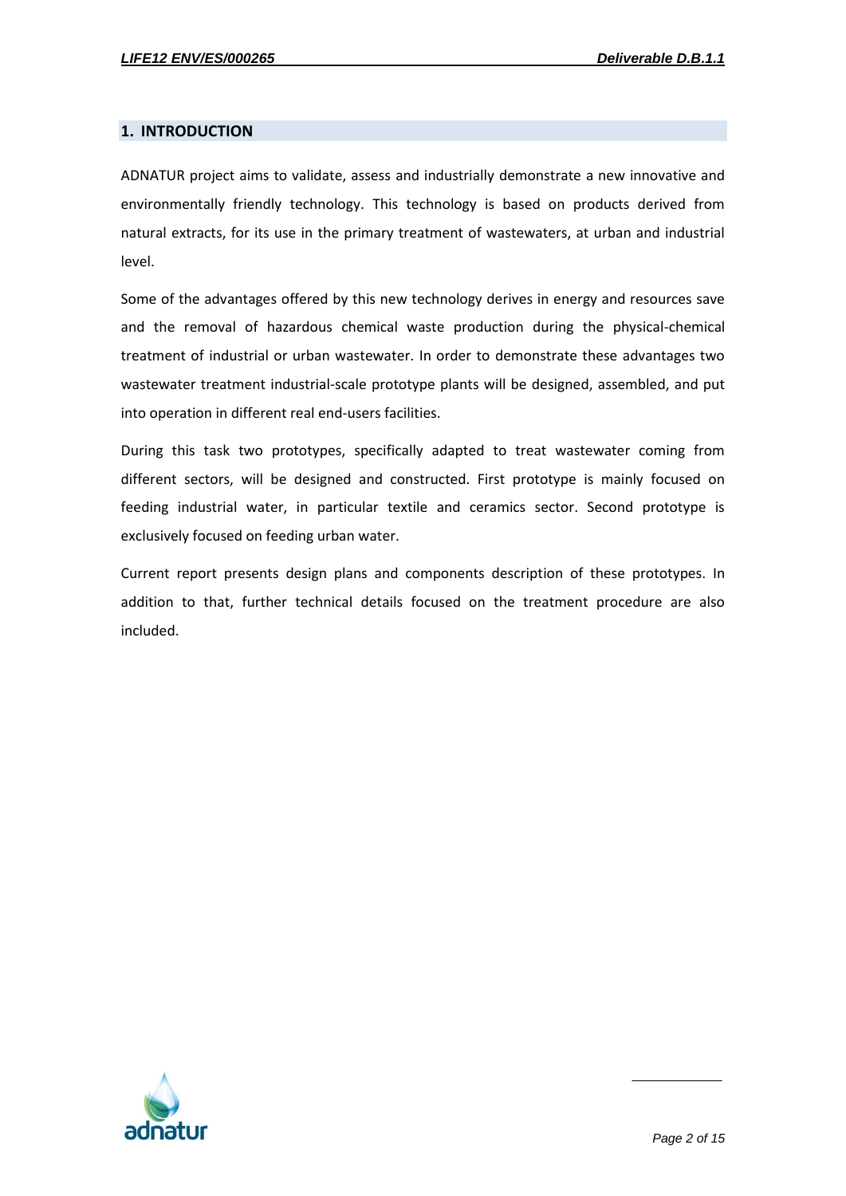## 1. INTRODUCTION

ADNATUR project aims to validate, assess and industrially demonstrate a new innovative and environmentally friendly technology. This technology is based on products derived from natural extracts, for its use in the primary treatment of wastewaters, at urban and industrial level.

Some of the advantages offered by this new technology derives in energy and resources save and the removal of hazardous chemical waste production during the physical-chemical treatment of industrial or urban wastewater. In order to demonstrate these advantages two wastewater treatment industrial-scale prototype plants will be designed, assembled, and put into operation in different real end-users facilities.

During this task two prototypes, specifically adapted to treat wastewater coming from different sectors, will be designed and constructed. First prototype is mainly focused on feeding industrial water, in particular textile and ceramics sector. Second prototype is exclusively focused on feeding urban water.

Current report presents design plans and components description of these prototypes. In addition to that, further technical details focused on the treatment procedure are also included.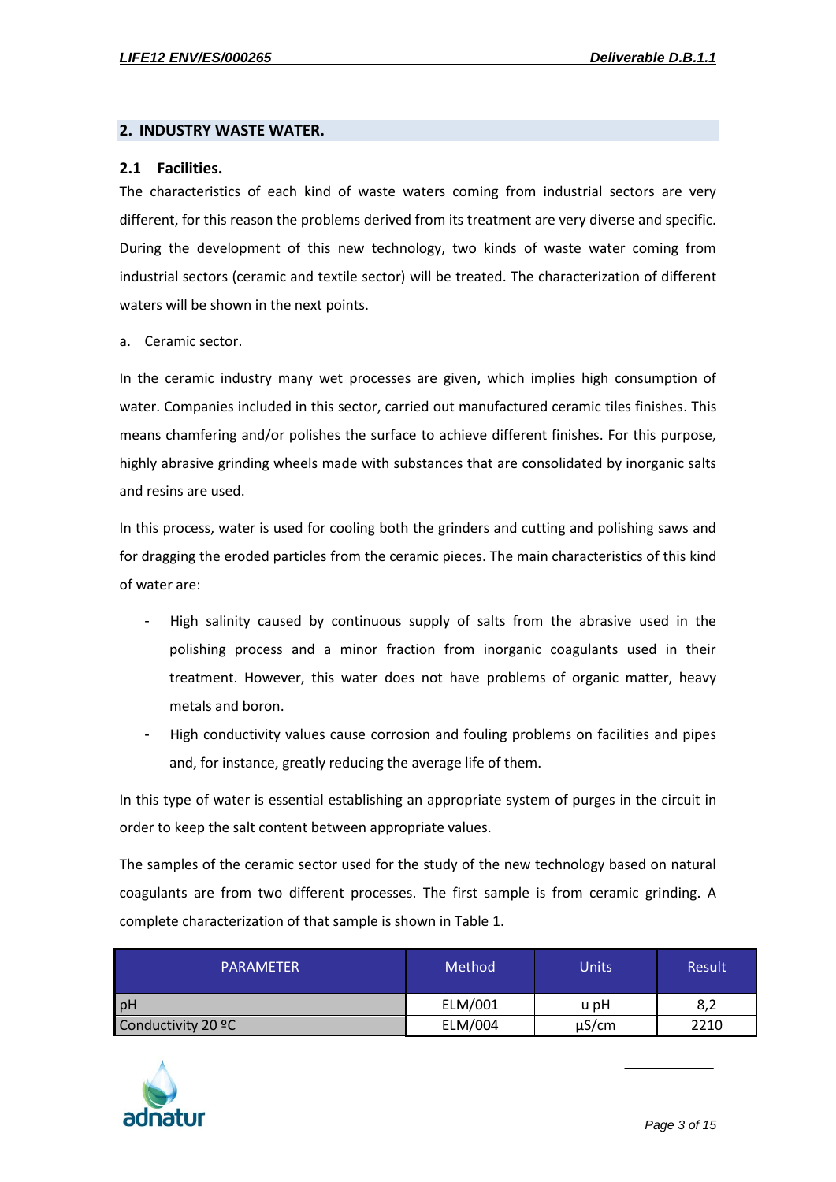## 2. INDUSTRY WASTE WATER.

### 2.1 Facilities.

The characteristics of each kind of waste waters coming from industrial sectors are very different, for this reason the problems derived from its treatment are very diverse and specific. During the development of this new technology, two kinds of waste water coming from industrial sectors (ceramic and textile sector) will be treated. The characterization of different waters will be shown in the next points.

a. Ceramic sector.

In the ceramic industry many wet processes are given, which implies high consumption of water. Companies included in this sector, carried out manufactured ceramic tiles finishes. This means chamfering and/or polishes the surface to achieve different finishes. For this purpose, highly abrasive grinding wheels made with substances that are consolidated by inorganic salts and resins are used.

In this process, water is used for cooling both the grinders and cutting and polishing saws and for dragging the eroded particles from the ceramic pieces. The main characteristics of this kind of water are:

- High salinity caused by continuous supply of salts from the abrasive used in the polishing process and a minor fraction from inorganic coagulants used in their treatment. However, this water does not have problems of organic matter, heavy metals and boron.
- High conductivity values cause corrosion and fouling problems on facilities and pipes and, for instance, greatly reducing the average life of them.

In this type of water is essential establishing an appropriate system of purges in the circuit in order to keep the salt content between appropriate values.

The samples of the ceramic sector used for the study of the new technology based on natural coagulants are from two different processes. The first sample is from ceramic grinding. A complete characterization of that sample is shown in Table 1.

| PARAMETER | Method | Units | Result |
|---|---|---|---|
| pH | ELM/001 | u pH | 8,2 |
| Conductivity 20 ºC | ELM/004 | µS/cm | 2210 |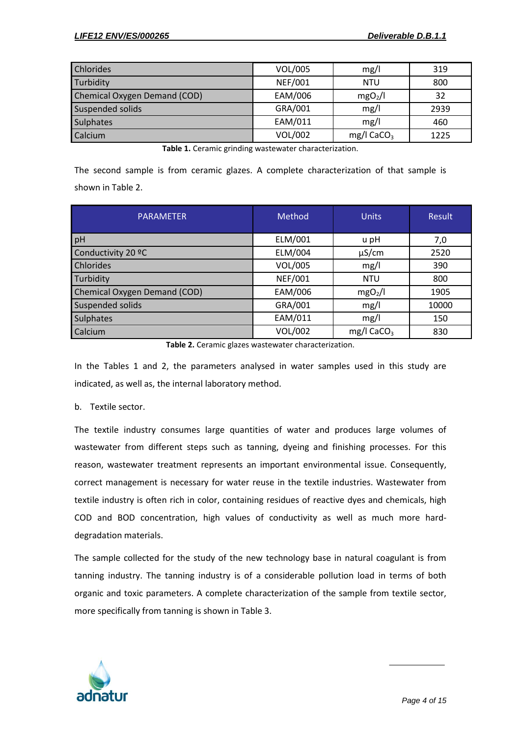| | | | |
|---|---|---|---|
| Chlorides | VOL/005 | mg/l | 319 |
| Turbidity | NEF/001 | NTU | 800 |
| Chemical Oxygen Demand (COD) | EAM/006 | $mgO_2/l$ | 32 |
| Suspended solids | GRA/001 | mg/l | 2939 |
| Sulphates | EAM/011 | mg/l | 460 |
| Calcium | VOL/002 | mg/l $CaCO_3$ | 1225 |

**Table 1.** Ceramic grinding wastewater characterization.

The second sample is from ceramic glazes. A complete characterization of that sample is shown in Table 2.

| PARAMETER | Method | Units | Result |
|---|---|---|---|
| pH | ELM/001 | u pH | 7,0 |
| Conductivity 20 ºC | ELM/004 | µS/cm | 2520 |
| Chlorides | VOL/005 | mg/l | 390 |
| Turbidity | NEF/001 | NTU | 800 |
| Chemical Oxygen Demand (COD) | EAM/006 | $mgO_2/l$ | 1905 |
| Suspended solids | GRA/001 | mg/l | 10000 |
| Sulphates | EAM/011 | mg/l | 150 |
| Calcium | VOL/002 | mg/l $CaCO_3$ | 830 |

**Table 2.** Ceramic glazes wastewater characterization.

In the Tables 1 and 2, the parameters analysed in water samples used in this study are indicated, as well as, the internal laboratory method.

b. Textile sector.

The textile industry consumes large quantities of water and produces large volumes of wastewater from different steps such as tanning, dyeing and finishing processes. For this reason, wastewater treatment represents an important environmental issue. Consequently, correct management is necessary for water reuse in the textile industries. Wastewater from textile industry is often rich in color, containing residues of reactive dyes and chemicals, high COD and BOD concentration, high values of conductivity as well as much more hard-degradation materials.

The sample collected for the study of the new technology base in natural coagulant is from tanning industry. The tanning industry is of a considerable pollution load in terms of both organic and toxic parameters. A complete characterization of the sample from textile sector, more specifically from tanning is shown in Table 3.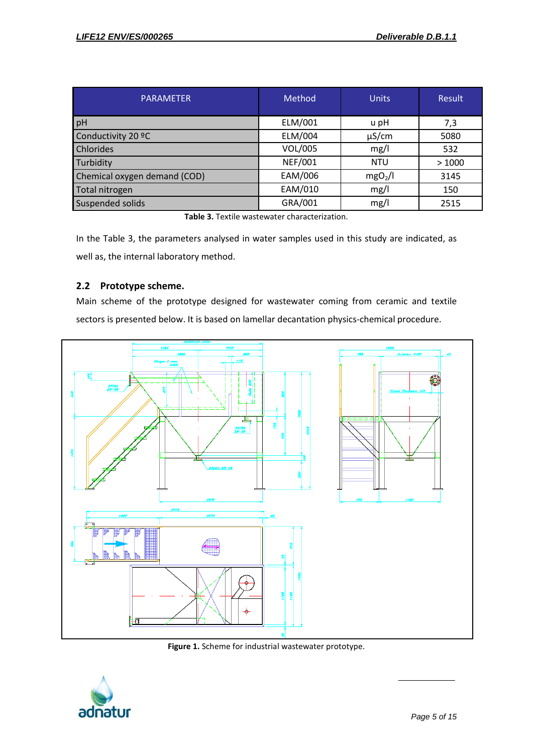| PARAMETER | Method | Units | Result |
|---|---|---|---|
| pH | ELM/001 | u pH | 7,3 |
| Conductivity 20 ºC | ELM/004 | µS/cm | 5080 |
| Chlorides | VOL/005 | mg/l | 532 |
| Turbidity | NEF/001 | NTU | > 1000 |
| Chemical oxygen demand (COD) | EAM/006 | $mgO_2/l$ | 3145 |
| Total nitrogen | EAM/010 | mg/l | 150 |
| Suspended solids | GRA/001 | mg/l | 2515 |

**Table 3.** Textile wastewater characterization.

In the Table 3, the parameters analysed in water samples used in this study are indicated, as well as, the internal laboratory method.

### 2.2 Prototype scheme.

Main scheme of the prototype designed for wastewater coming from ceramic and textile sectors is presented below. It is based on lamellar decantation physics-chemical procedure.

**Figure 1.** Scheme for industrial wastewater prototype.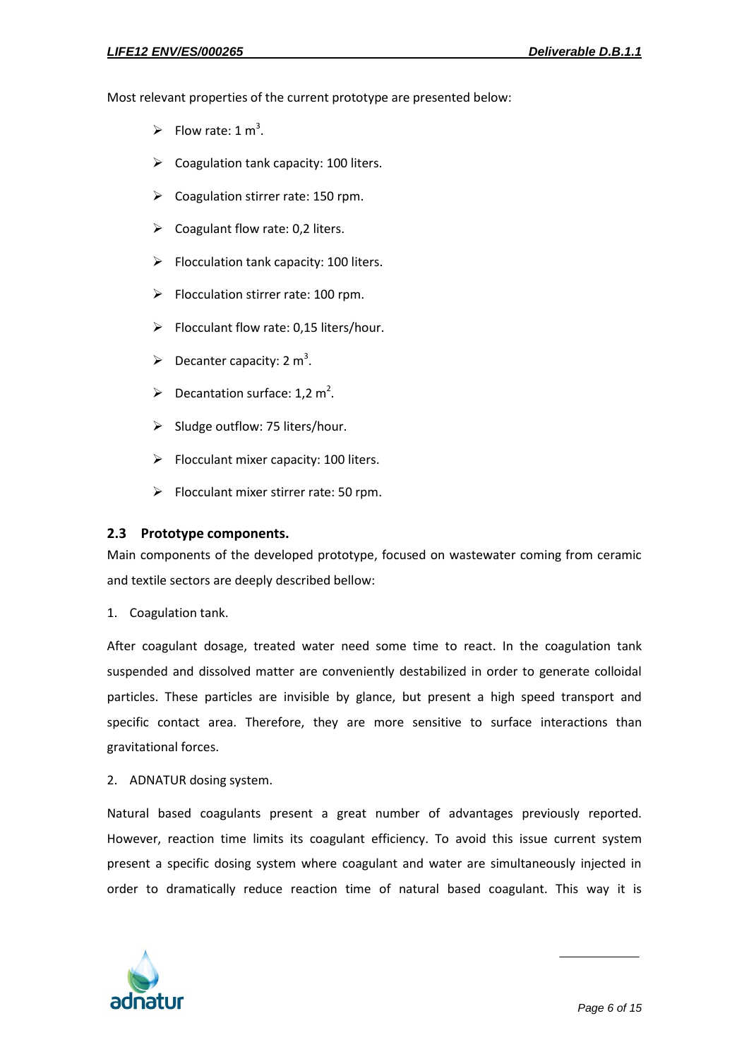Most relevant properties of the current prototype are presented below:

- Flow rate: 1 $m^3$.
- Coagulation tank capacity: 100 liters.
- Coagulation stirrer rate: 150 rpm.
- Coagulant flow rate: 0,2 liters.
- Flocculation tank capacity: 100 liters.
- Flocculation stirrer rate: 100 rpm.
- Flocculant flow rate: 0,15 liters/hour.
- Decanter capacity: 2 $m^3$.
- Decantation surface: 1,2 $m^2$.
- Sludge outflow: 75 liters/hour.
- Flocculant mixer capacity: 100 liters.
- Flocculant mixer stirrer rate: 50 rpm.

### 2.3 Prototype components.

Main components of the developed prototype, focused on wastewater coming from ceramic and textile sectors are deeply described bellow:

1. Coagulation tank.

After coagulant dosage, treated water need some time to react. In the coagulation tank suspended and dissolved matter are conveniently destabilized in order to generate colloidal particles. These particles are invisible by glance, but present a high speed transport and specific contact area. Therefore, they are more sensitive to surface interactions than gravitational forces.

2. ADNATUR dosing system.

Natural based coagulants present a great number of advantages previously reported. However, reaction time limits its coagulant efficiency. To avoid this issue current system present a specific dosing system where coagulant and water are simultaneously injected in order to dramatically reduce reaction time of natural based coagulant. This way it is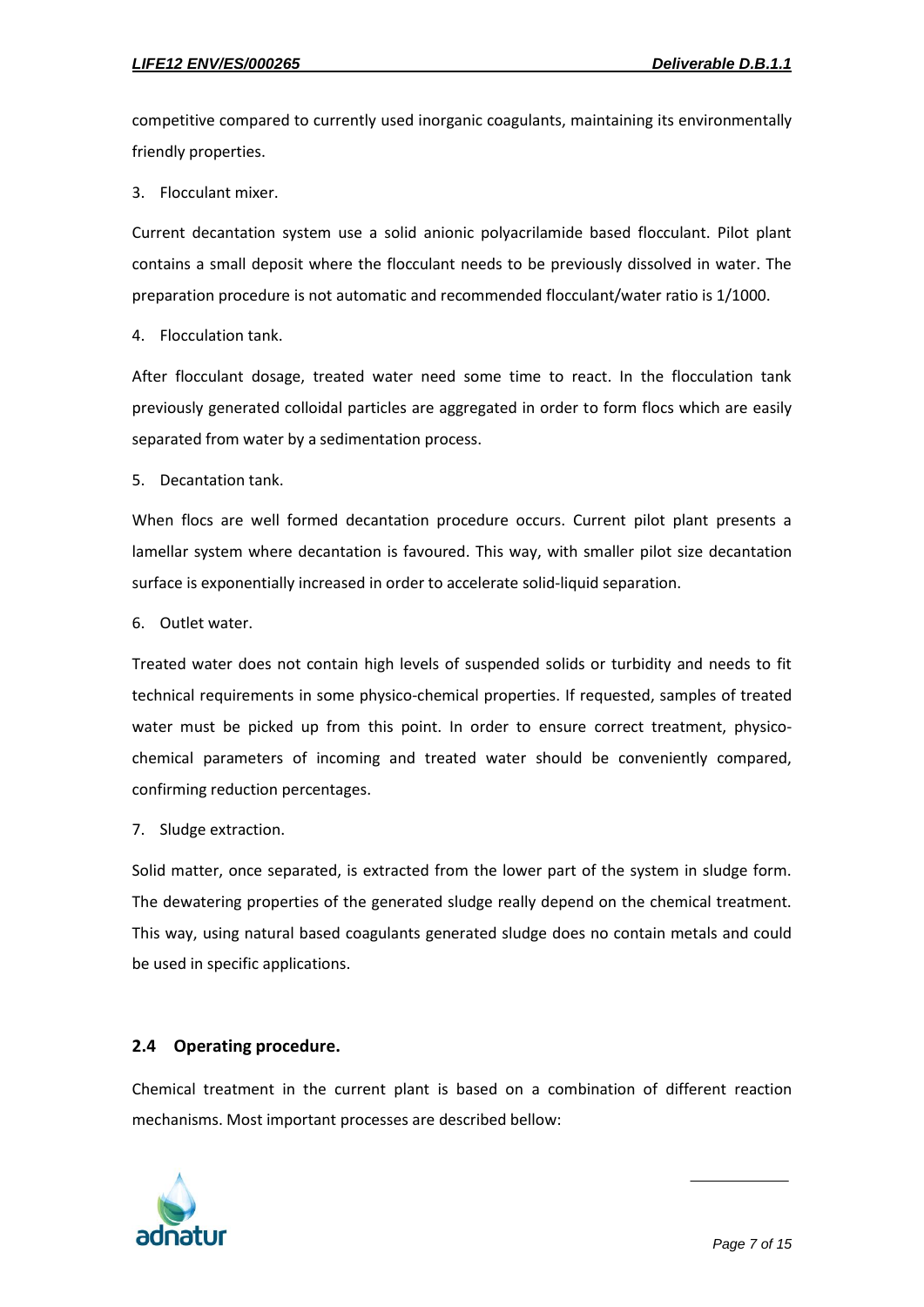competitive compared to currently used inorganic coagulants, maintaining its environmentally friendly properties.

3. Flocculant mixer.

Current decantation system use a solid anionic polyacrilamide based flocculant. Pilot plant contains a small deposit where the flocculant needs to be previously dissolved in water. The preparation procedure is not automatic and recommended flocculant/water ratio is 1/1000.

4. Flocculation tank.

After flocculant dosage, treated water need some time to react. In the flocculation tank previously generated colloidal particles are aggregated in order to form flocs which are easily separated from water by a sedimentation process.

5. Decantation tank.

When flocs are well formed decantation procedure occurs. Current pilot plant presents a lamellar system where decantation is favoured. This way, with smaller pilot size decantation surface is exponentially increased in order to accelerate solid-liquid separation.

6. Outlet water.

Treated water does not contain high levels of suspended solids or turbidity and needs to fit technical requirements in some physico-chemical properties. If requested, samples of treated water must be picked up from this point. In order to ensure correct treatment, physico-chemical parameters of incoming and treated water should be conveniently compared, confirming reduction percentages.

7. Sludge extraction.

Solid matter, once separated, is extracted from the lower part of the system in sludge form. The dewatering properties of the generated sludge really depend on the chemical treatment. This way, using natural based coagulants generated sludge does no contain metals and could be used in specific applications.

## 2.4 Operating procedure.

Chemical treatment in the current plant is based on a combination of different reaction mechanisms. Most important processes are described bellow: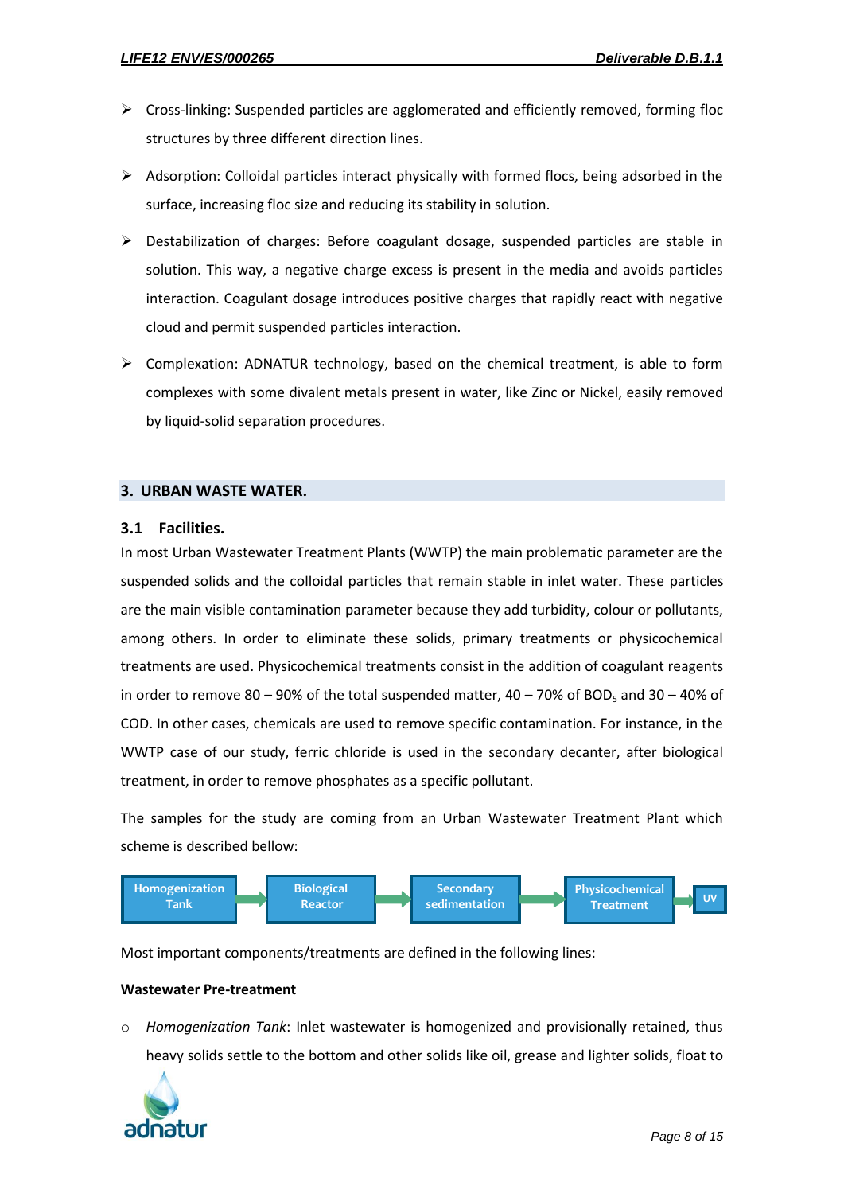- Cross-linking: Suspended particles are agglomerated and efficiently removed, forming floc structures by three different direction lines.
- Adsorption: Colloidal particles interact physically with formed flocs, being adsorbed in the surface, increasing floc size and reducing its stability in solution.
- Destabilization of charges: Before coagulant dosage, suspended particles are stable in solution. This way, a negative charge excess is present in the media and avoids particles interaction. Coagulant dosage introduces positive charges that rapidly react with negative cloud and permit suspended particles interaction.
- Complexation: ADNATUR technology, based on the chemical treatment, is able to form complexes with some divalent metals present in water, like Zinc or Nickel, easily removed by liquid-solid separation procedures.

## 3. URBAN WASTE WATER.

### 3.1 Facilities.

In most Urban Wastewater Treatment Plants (WWTP) the main problematic parameter are the suspended solids and the colloidal particles that remain stable in inlet water. These particles are the main visible contamination parameter because they add turbidity, colour or pollutants, among others. In order to eliminate these solids, primary treatments or physicochemical treatments are used. Physicochemical treatments consist in the addition of coagulant reagents in order to remove 80 – 90% of the total suspended matter, 40 – 70% of $BOD_5$ and 30 – 40% of COD. In other cases, chemicals are used to remove specific contamination. For instance, in the WWTP case of our study, ferric chloride is used in the secondary decanter, after biological treatment, in order to remove phosphates as a specific pollutant.

The samples for the study are coming from an Urban Wastewater Treatment Plant which scheme is described bellow:

Homogenization Tank → Biological Reactor → Secondary sedimentation → Physicochemical Treatment → UV

Most important components/treatments are defined in the following lines:

**Wastewater Pre-treatment**

- *Homogenization Tank*: Inlet wastewater is homogenized and provisionally retained, thus heavy solids settle to the bottom and other solids like oil, grease and lighter solids, float to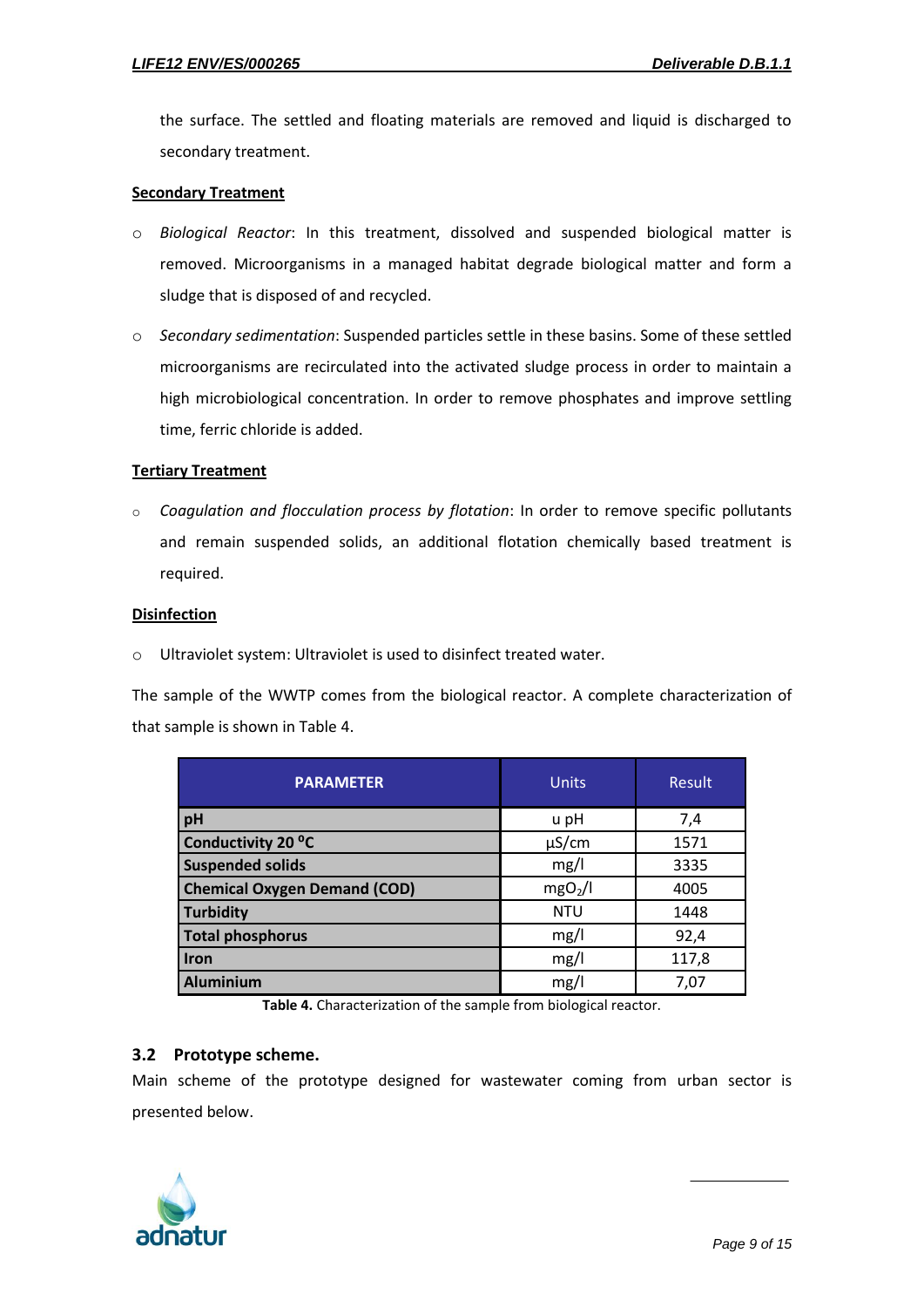the surface. The settled and floating materials are removed and liquid is discharged to secondary treatment.

**Secondary Treatment**

- *Biological Reactor*: In this treatment, dissolved and suspended biological matter is removed. Microorganisms in a managed habitat degrade biological matter and form a sludge that is disposed of and recycled.
- *Secondary sedimentation*: Suspended particles settle in these basins. Some of these settled microorganisms are recirculated into the activated sludge process in order to maintain a high microbiological concentration. In order to remove phosphates and improve settling time, ferric chloride is added.

**Tertiary Treatment**

- *Coagulation and flocculation process by flotation*: In order to remove specific pollutants and remain suspended solids, an additional flotation chemically based treatment is required.

**Disinfection**

- Ultraviolet system: Ultraviolet is used to disinfect treated water.

The sample of the WWTP comes from the biological reactor. A complete characterization of that sample is shown in Table 4.

| PARAMETER | Units | Result |
|---|---|---|
| **pH** | u pH | 7,4 |
| **Conductivity 20 ºC** | µS/cm | 1571 |
| **Suspended solids** | mg/l | 3335 |
| **Chemical Oxygen Demand (COD)** | $mgO_2/l$ | 4005 |
| **Turbidity** | NTU | 1448 |
| **Total phosphorus** | mg/l | 92,4 |
| **Iron** | mg/l | 117,8 |
| **Aluminium** | mg/l | 7,07 |

**Table 4.** Characterization of the sample from biological reactor.

## 3.2 Prototype scheme.

Main scheme of the prototype designed for wastewater coming from urban sector is presented below.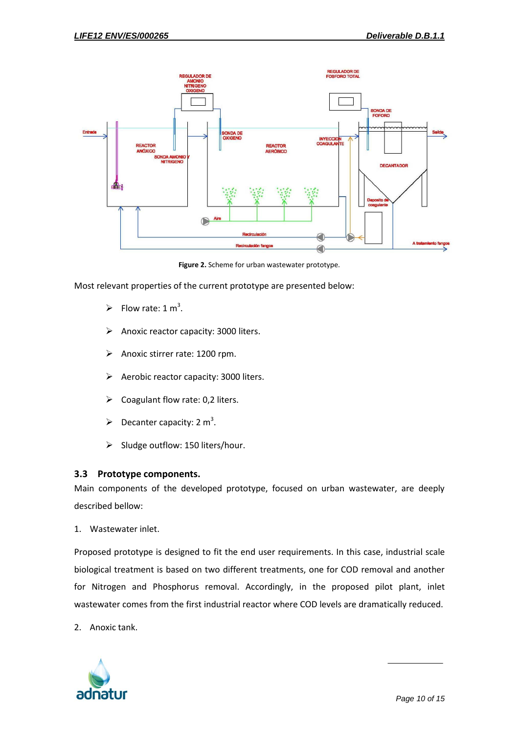**Figure 2.** Scheme for urban wastewater prototype.

Most relevant properties of the current prototype are presented below:

- Flow rate: 1 $m^3$.
- Anoxic reactor capacity: 3000 liters.
- Anoxic stirrer rate: 1200 rpm.
- Aerobic reactor capacity: 3000 liters.
- Coagulant flow rate: 0,2 liters.
- Decanter capacity: 2 $m^3$.
- Sludge outflow: 150 liters/hour.

### 3.3 Prototype components.

Main components of the developed prototype, focused on urban wastewater, are deeply described bellow:

1. Wastewater inlet.

Proposed prototype is designed to fit the end user requirements. In this case, industrial scale biological treatment is based on two different treatments, one for COD removal and another for Nitrogen and Phosphorus removal. Accordingly, in the proposed pilot plant, inlet wastewater comes from the first industrial reactor where COD levels are dramatically reduced.

2. Anoxic tank.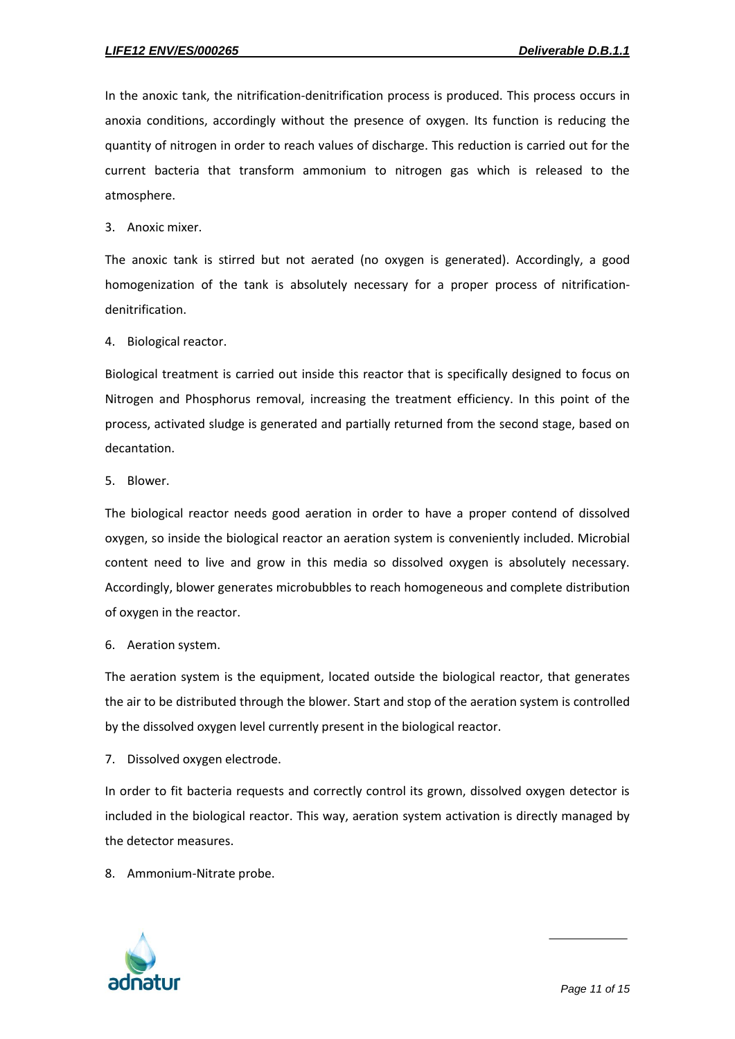In the anoxic tank, the nitrification-denitrification process is produced. This process occurs in anoxia conditions, accordingly without the presence of oxygen. Its function is reducing the quantity of nitrogen in order to reach values of discharge. This reduction is carried out for the current bacteria that transform ammonium to nitrogen gas which is released to the atmosphere.

3. Anoxic mixer.

The anoxic tank is stirred but not aerated (no oxygen is generated). Accordingly, a good homogenization of the tank is absolutely necessary for a proper process of nitrification-denitrification.

4. Biological reactor.

Biological treatment is carried out inside this reactor that is specifically designed to focus on Nitrogen and Phosphorus removal, increasing the treatment efficiency. In this point of the process, activated sludge is generated and partially returned from the second stage, based on decantation.

5. Blower.

The biological reactor needs good aeration in order to have a proper contend of dissolved oxygen, so inside the biological reactor an aeration system is conveniently included. Microbial content need to live and grow in this media so dissolved oxygen is absolutely necessary. Accordingly, blower generates microbubbles to reach homogeneous and complete distribution of oxygen in the reactor.

6. Aeration system.

The aeration system is the equipment, located outside the biological reactor, that generates the air to be distributed through the blower. Start and stop of the aeration system is controlled by the dissolved oxygen level currently present in the biological reactor.

7. Dissolved oxygen electrode.

In order to fit bacteria requests and correctly control its grown, dissolved oxygen detector is included in the biological reactor. This way, aeration system activation is directly managed by the detector measures.

8. Ammonium-Nitrate probe.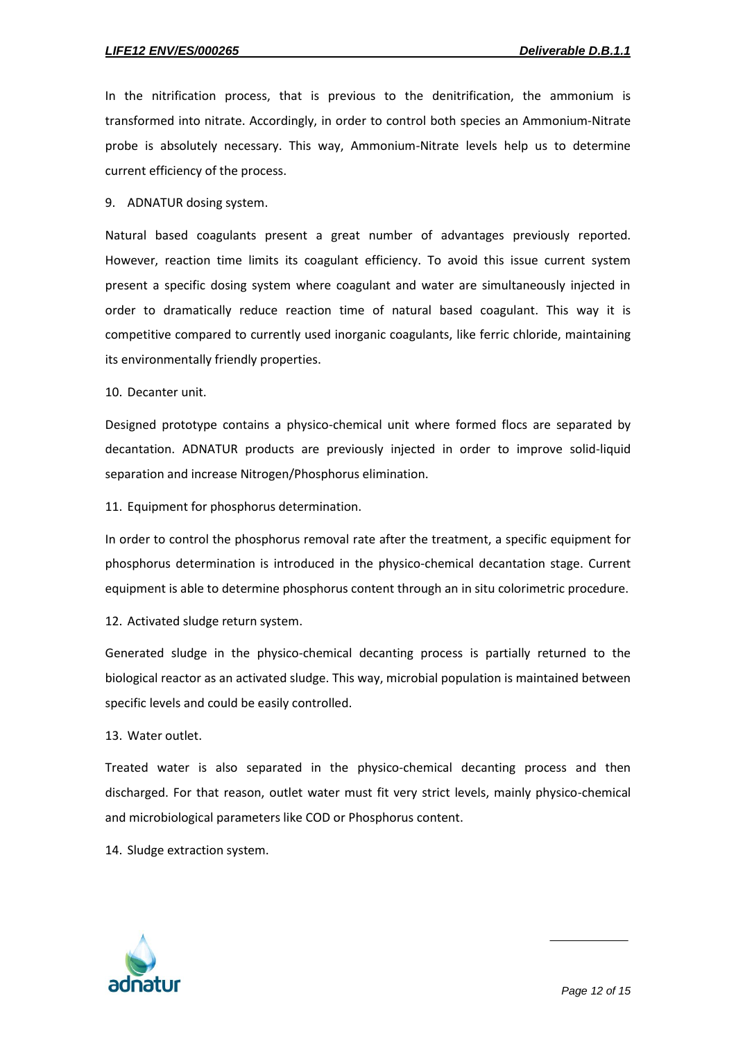In the nitrification process, that is previous to the denitrification, the ammonium is transformed into nitrate. Accordingly, in order to control both species an Ammonium-Nitrate probe is absolutely necessary. This way, Ammonium-Nitrate levels help us to determine current efficiency of the process.

9. ADNATUR dosing system.

Natural based coagulants present a great number of advantages previously reported. However, reaction time limits its coagulant efficiency. To avoid this issue current system present a specific dosing system where coagulant and water are simultaneously injected in order to dramatically reduce reaction time of natural based coagulant. This way it is competitive compared to currently used inorganic coagulants, like ferric chloride, maintaining its environmentally friendly properties.

10. Decanter unit.

Designed prototype contains a physico-chemical unit where formed flocs are separated by decantation. ADNATUR products are previously injected in order to improve solid-liquid separation and increase Nitrogen/Phosphorus elimination.

11. Equipment for phosphorus determination.

In order to control the phosphorus removal rate after the treatment, a specific equipment for phosphorus determination is introduced in the physico-chemical decantation stage. Current equipment is able to determine phosphorus content through an in situ colorimetric procedure.

12. Activated sludge return system.

Generated sludge in the physico-chemical decanting process is partially returned to the biological reactor as an activated sludge. This way, microbial population is maintained between specific levels and could be easily controlled.

13. Water outlet.

Treated water is also separated in the physico-chemical decanting process and then discharged. For that reason, outlet water must fit very strict levels, mainly physico-chemical and microbiological parameters like COD or Phosphorus content.

14. Sludge extraction system.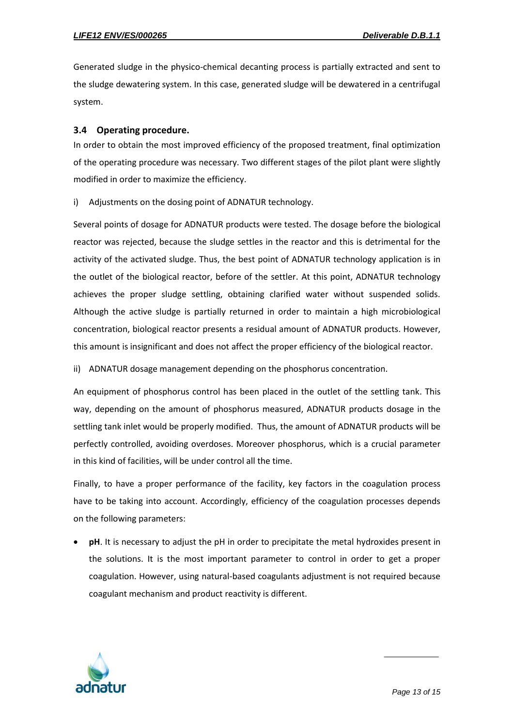Generated sludge in the physico-chemical decanting process is partially extracted and sent to the sludge dewatering system. In this case, generated sludge will be dewatered in a centrifugal system.

### 3.4 Operating procedure.

In order to obtain the most improved efficiency of the proposed treatment, final optimization of the operating procedure was necessary. Two different stages of the pilot plant were slightly modified in order to maximize the efficiency.

i) Adjustments on the dosing point of ADNATUR technology.

Several points of dosage for ADNATUR products were tested. The dosage before the biological reactor was rejected, because the sludge settles in the reactor and this is detrimental for the activity of the activated sludge. Thus, the best point of ADNATUR technology application is in the outlet of the biological reactor, before of the settler. At this point, ADNATUR technology achieves the proper sludge settling, obtaining clarified water without suspended solids. Although the active sludge is partially returned in order to maintain a high microbiological concentration, biological reactor presents a residual amount of ADNATUR products. However, this amount is insignificant and does not affect the proper efficiency of the biological reactor.

ii) ADNATUR dosage management depending on the phosphorus concentration.

An equipment of phosphorus control has been placed in the outlet of the settling tank. This way, depending on the amount of phosphorus measured, ADNATUR products dosage in the settling tank inlet would be properly modified. Thus, the amount of ADNATUR products will be perfectly controlled, avoiding overdoses. Moreover phosphorus, which is a crucial parameter in this kind of facilities, will be under control all the time.

Finally, to have a proper performance of the facility, key factors in the coagulation process have to be taking into account. Accordingly, efficiency of the coagulation processes depends on the following parameters:

- **pH**. It is necessary to adjust the pH in order to precipitate the metal hydroxides present in the solutions. It is the most important parameter to control in order to get a proper coagulation. However, using natural-based coagulants adjustment is not required because coagulant mechanism and product reactivity is different.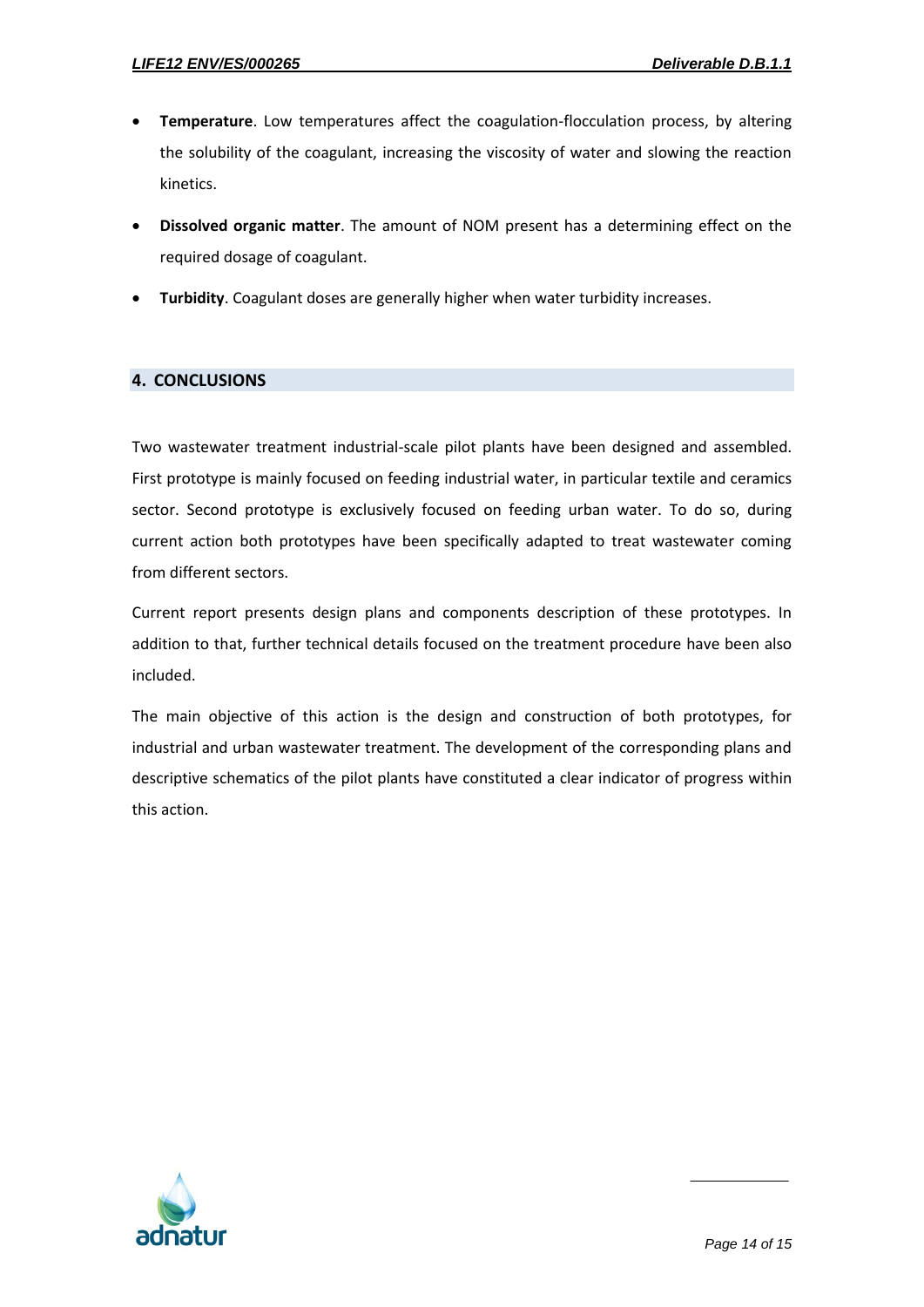- **Temperature**. Low temperatures affect the coagulation-flocculation process, by altering the solubility of the coagulant, increasing the viscosity of water and slowing the reaction kinetics.
- **Dissolved organic matter**. The amount of NOM present has a determining effect on the required dosage of coagulant.
- **Turbidity**. Coagulant doses are generally higher when water turbidity increases.

## 4. CONCLUSIONS

Two wastewater treatment industrial-scale pilot plants have been designed and assembled. First prototype is mainly focused on feeding industrial water, in particular textile and ceramics sector. Second prototype is exclusively focused on feeding urban water. To do so, during current action both prototypes have been specifically adapted to treat wastewater coming from different sectors.

Current report presents design plans and components description of these prototypes. In addition to that, further technical details focused on the treatment procedure have been also included.

The main objective of this action is the design and construction of both prototypes, for industrial and urban wastewater treatment. The development of the corresponding plans and descriptive schematics of the pilot plants have constituted a clear indicator of progress within this action.